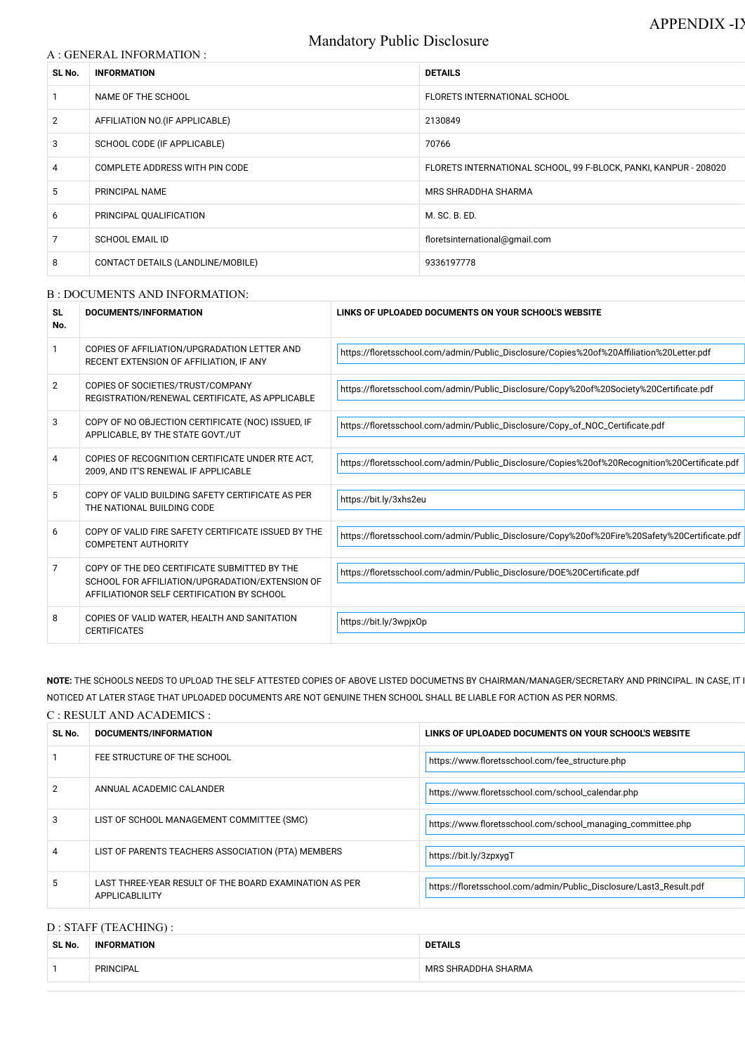APPENDIX -IX

# Mandatory Public Disclosure

## A : GENERAL INFORMATION :

| SL No. | INFORMATION | DETAILS |
|---|---|---|
| 1 | NAME OF THE SCHOOL | FLORETS INTERNATIONAL SCHOOL |
| 2 | AFFILIATION NO.(IF APPLICABLE) | 2130849 |
| 3 | SCHOOL CODE (IF APPLICABLE) | 70766 |
| 4 | COMPLETE ADDRESS WITH PIN CODE | FLORETS INTERNATIONAL SCHOOL, 99 F-BLOCK, PANKI, KANPUR - 208020 |
| 5 | PRINCIPAL NAME | MRS SHRADDHA SHARMA |
| 6 | PRINCIPAL QUALIFICATION | M. SC. B. ED. |
| 7 | SCHOOL EMAIL ID | floretsinternational@gmail.com |
| 8 | CONTACT DETAILS (LANDLINE/MOBILE) | 9336197778 |

## B : DOCUMENTS AND INFORMATION:

| SL No. | DOCUMENTS/INFORMATION | LINKS OF UPLOADED DOCUMENTS ON YOUR SCHOOL'S WEBSITE |
|---|---|---|
| 1 | COPIES OF AFFILIATION/UPGRADATION LETTER AND RECENT EXTENSION OF AFFILIATION, IF ANY | https://floretsschool.com/admin/Public_Disclosure/Copies%20of%20Affiliation%20Letter.pdf |
| 2 | COPIES OF SOCIETIES/TRUST/COMPANY REGISTRATION/RENEWAL CERTIFICATE, AS APPLICABLE | https://floretsschool.com/admin/Public_Disclosure/Copy%20of%20Society%20Certificate.pdf |
| 3 | COPY OF NO OBJECTION CERTIFICATE (NOC) ISSUED, IF APPLICABLE, BY THE STATE GOVT./UT | https://floretsschool.com/admin/Public_Disclosure/Copy_of_NOC_Certificate.pdf |
| 4 | COPIES OF RECOGNITION CERTIFICATE UNDER RTE ACT, 2009, AND IT'S RENEWAL IF APPLICABLE | https://floretsschool.com/admin/Public_Disclosure/Copies%20of%20Recognition%20Certificate.pdf |
| 5 | COPY OF VALID BUILDING SAFETY CERTIFICATE AS PER THE NATIONAL BUILDING CODE | https://bit.ly/3xhs2eu |
| 6 | COPY OF VALID FIRE SAFETY CERTIFICATE ISSUED BY THE COMPETENT AUTHORITY | https://floretsschool.com/admin/Public_Disclosure/Copy%20of%20Fire%20Safety%20Certificate.pdf |
| 7 | COPY OF THE DEO CERTIFICATE SUBMITTED BY THE SCHOOL FOR AFFILIATION/UPGRADATION/EXTENSION OF AFFILIATIONOR SELF CERTIFICATION BY SCHOOL | https://floretsschool.com/admin/Public_Disclosure/DOE%20Certificate.pdf |
| 8 | COPIES OF VALID WATER, HEALTH AND SANITATION CERTIFICATES | https://bit.ly/3wpjxOp |

**NOTE:** THE SCHOOLS NEEDS TO UPLOAD THE SELF ATTESTED COPIES OF ABOVE LISTED DOCUMETNS BY CHAIRMAN/MANAGER/SECRETARY AND PRINCIPAL. IN CASE, IT I NOTICED AT LATER STAGE THAT UPLOADED DOCUMENTS ARE NOT GENUINE THEN SCHOOL SHALL BE LIABLE FOR ACTION AS PER NORMS.

## C : RESULT AND ACADEMICS :

| SL No. | DOCUMENTS/INFORMATION | LINKS OF UPLOADED DOCUMENTS ON YOUR SCHOOL'S WEBSITE |
|---|---|---|
| 1 | FEE STRUCTURE OF THE SCHOOL | https://www.floretsschool.com/fee_structure.php |
| 2 | ANNUAL ACADEMIC CALANDER | https://www.floretsschool.com/school_calendar.php |
| 3 | LIST OF SCHOOL MANAGEMENT COMMITTEE (SMC) | https://www.floretsschool.com/school_managing_committee.php |
| 4 | LIST OF PARENTS TEACHERS ASSOCIATION (PTA) MEMBERS | https://bit.ly/3zpxygT |
| 5 | LAST THREE-YEAR RESULT OF THE BOARD EXAMINATION AS PER APPLICABLILITY | https://floretsschool.com/admin/Public_Disclosure/Last3_Result.pdf |

## D : STAFF (TEACHING) :

| SL No. | INFORMATION | DETAILS |
|---|---|---|
| 1 | PRINCIPAL | MRS SHRADDHA SHARMA |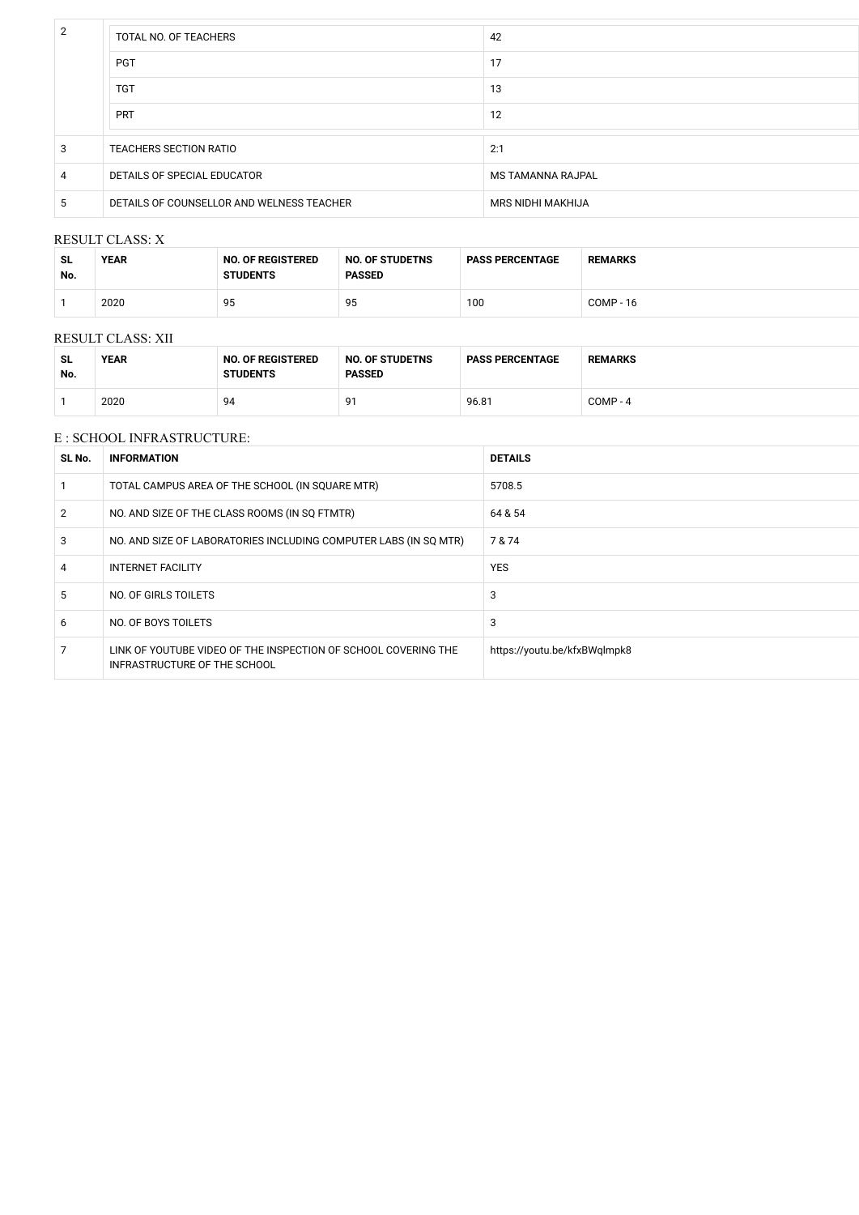| | | |
|---|---|---|
| 2 | TOTAL NO. OF TEACHERS | 42 |
| | PGT | 17 |
| | TGT | 13 |
| | PRT | 12 |
| 3 | TEACHERS SECTION RATIO | 2:1 |
| 4 | DETAILS OF SPECIAL EDUCATOR | MS TAMANNA RAJPAL |
| 5 | DETAILS OF COUNSELLOR AND WELNESS TEACHER | MRS NIDHI MAKHIJA |

RESULT CLASS: X

| SL No. | YEAR | NO. OF REGISTERED STUDENTS | NO. OF STUDETNS PASSED | PASS PERCENTAGE | REMARKS |
|---|---|---|---|---|---|
| 1 | 2020 | 95 | 95 | 100 | COMP - 16 |

RESULT CLASS: XII

| SL No. | YEAR | NO. OF REGISTERED STUDENTS | NO. OF STUDETNS PASSED | PASS PERCENTAGE | REMARKS |
|---|---|---|---|---|---|
| 1 | 2020 | 94 | 91 | 96.81 | COMP - 4 |

E : SCHOOL INFRASTRUCTURE:

| SL No. | INFORMATION | DETAILS |
|---|---|---|
| 1 | TOTAL CAMPUS AREA OF THE SCHOOL (IN SQUARE MTR) | 5708.5 |
| 2 | NO. AND SIZE OF THE CLASS ROOMS (IN SQ FTMTR) | 64 & 54 |
| 3 | NO. AND SIZE OF LABORATORIES INCLUDING COMPUTER LABS (IN SQ MTR) | 7 & 74 |
| 4 | INTERNET FACILITY | YES |
| 5 | NO. OF GIRLS TOILETS | 3 |
| 6 | NO. OF BOYS TOILETS | 3 |
| 7 | LINK OF YOUTUBE VIDEO OF THE INSPECTION OF SCHOOL COVERING THE INFRASTRUCTURE OF THE SCHOOL | https://youtu.be/kfxBWqlmpk8 |